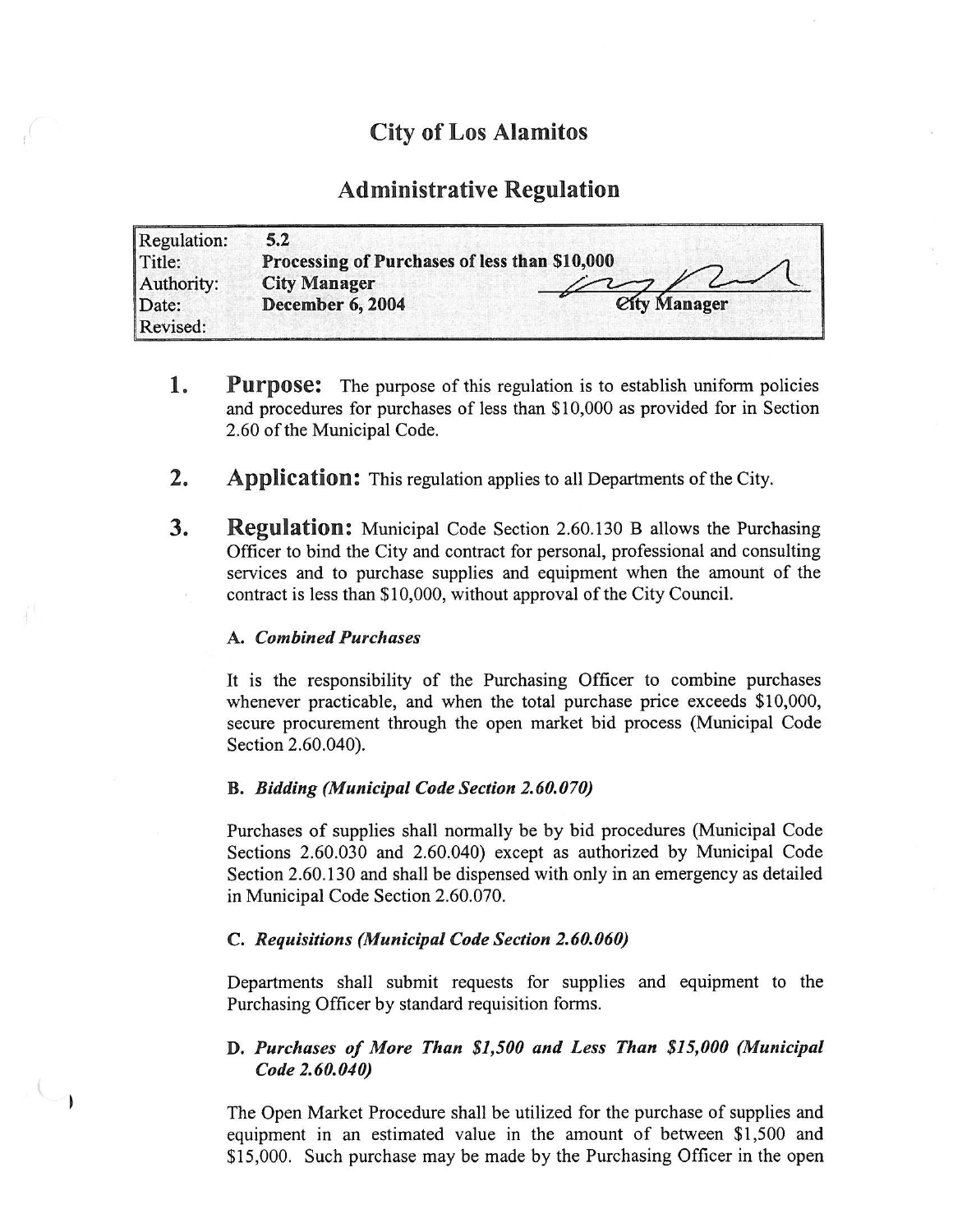# City of Los Alamitos

## Administrative Regulation

| | |
|---|---|
| Regulation: | **5.2** |
| Title: | **Processing of Purchases of less than $10,000** |
| Authority: | **City Manager** |
| Date: | **December 6, 2004** |
| Revised: | |

City Manager

1. **Purpose:** The purpose of this regulation is to establish uniform policies and procedures for purchases of less than $10,000 as provided for in Section 2.60 of the Municipal Code.

2. **Application:** This regulation applies to all Departments of the City.

3. **Regulation:** Municipal Code Section 2.60.130 B allows the Purchasing Officer to bind the City and contract for personal, professional and consulting services and to purchase supplies and equipment when the amount of the contract is less than $10,000, without approval of the City Council.

   **A.** ***Combined Purchases***

   It is the responsibility of the Purchasing Officer to combine purchases whenever practicable, and when the total purchase price exceeds $10,000, secure procurement through the open market bid process (Municipal Code Section 2.60.040).

   **B.** ***Bidding (Municipal Code Section 2.60.070)***

   Purchases of supplies shall normally be by bid procedures (Municipal Code Sections 2.60.030 and 2.60.040) except as authorized by Municipal Code Section 2.60.130 and shall be dispensed with only in an emergency as detailed in Municipal Code Section 2.60.070.

   **C.** ***Requisitions (Municipal Code Section 2.60.060)***

   Departments shall submit requests for supplies and equipment to the Purchasing Officer by standard requisition forms.

   **D.** ***Purchases of More Than $1,500 and Less Than $15,000 (Municipal Code 2.60.040)***

   The Open Market Procedure shall be utilized for the purchase of supplies and equipment in an estimated value in the amount of between $1,500 and $15,000. Such purchase may be made by the Purchasing Officer in the open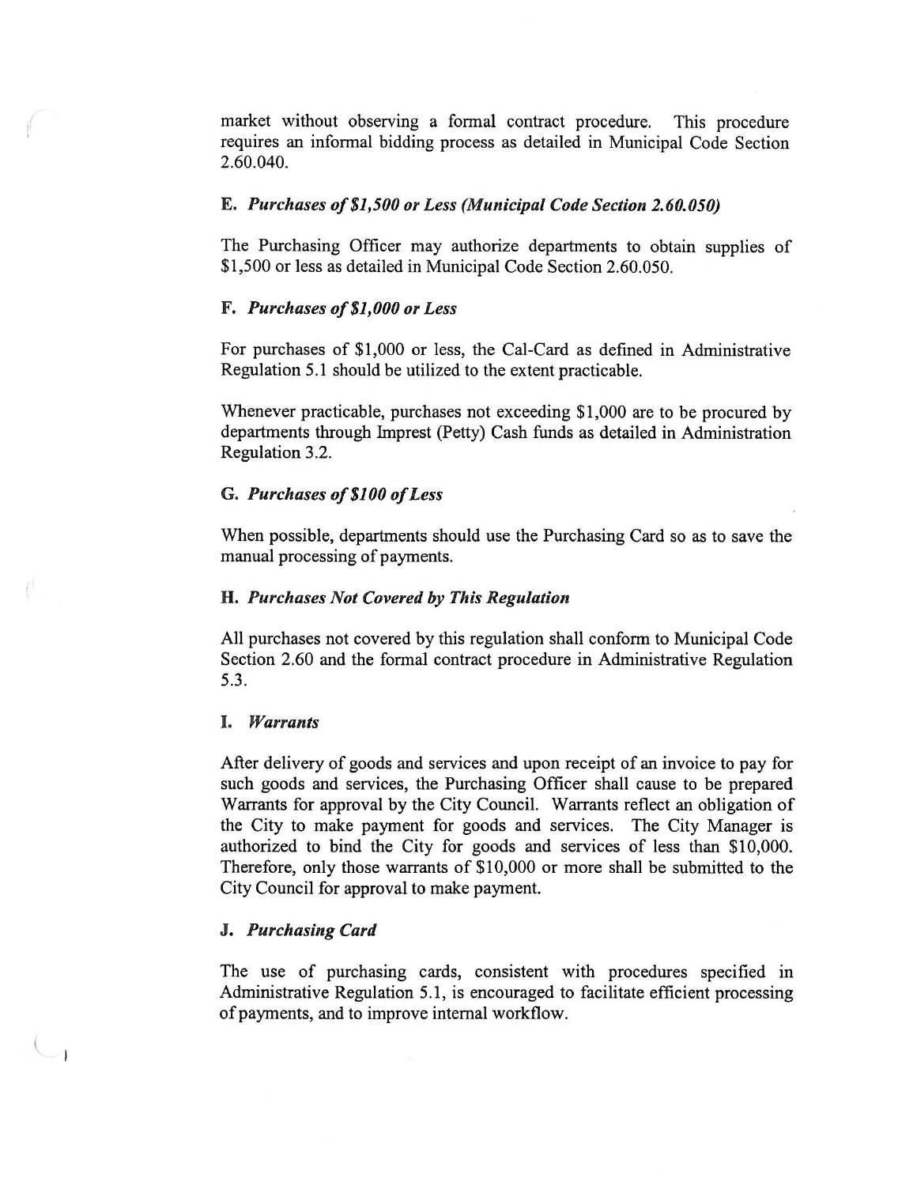market without observing a formal contract procedure. This procedure requires an informal bidding process as detailed in Municipal Code Section 2.60.040.

### E. *Purchases of $1,500 or Less (Municipal Code Section 2.60.050)*

The Purchasing Officer may authorize departments to obtain supplies of $1,500 or less as detailed in Municipal Code Section 2.60.050.

### F. *Purchases of $1,000 or Less*

For purchases of $1,000 or less, the Cal-Card as defined in Administrative Regulation 5.1 should be utilized to the extent practicable.

Whenever practicable, purchases not exceeding $1,000 are to be procured by departments through Imprest (Petty) Cash funds as detailed in Administration Regulation 3.2.

### G. *Purchases of $100 of Less*

When possible, departments should use the Purchasing Card so as to save the manual processing of payments.

### H. *Purchases Not Covered by This Regulation*

All purchases not covered by this regulation shall conform to Municipal Code Section 2.60 and the formal contract procedure in Administrative Regulation 5.3.

### I. *Warrants*

After delivery of goods and services and upon receipt of an invoice to pay for such goods and services, the Purchasing Officer shall cause to be prepared Warrants for approval by the City Council. Warrants reflect an obligation of the City to make payment for goods and services. The City Manager is authorized to bind the City for goods and services of less than $10,000. Therefore, only those warrants of $10,000 or more shall be submitted to the City Council for approval to make payment.

### J. *Purchasing Card*

The use of purchasing cards, consistent with procedures specified in Administrative Regulation 5.1, is encouraged to facilitate efficient processing of payments, and to improve internal workflow.